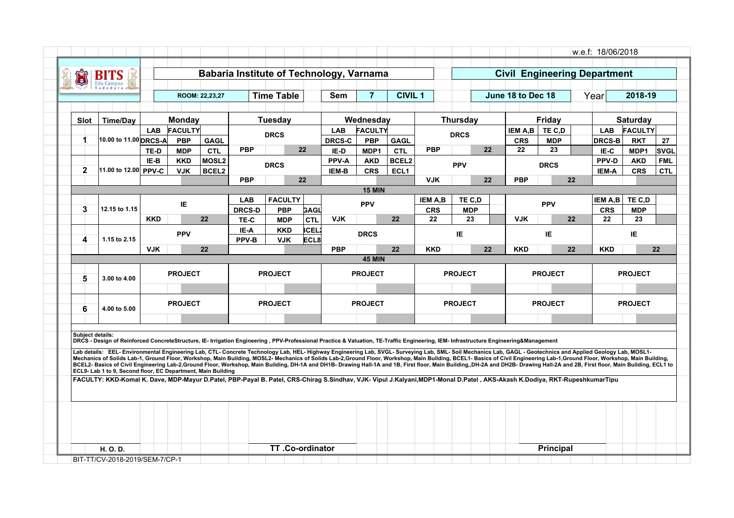w.e.f: 18/06/2018

# Babaria Institute of Technology, Varnama

## Civil Engineering Department

ROOM: 22,23,27 | **Time Table** | Sem: 7 | CIVIL 1 | June 18 to Dec 18 | Year: 2018-19

| Slot | Time/Day | Monday | Tuesday | Wednesday | Thursday | Friday | Saturday |
|---|---|---|---|---|---|---|---|
| 1 | 10.00 to 11.00 | LAB / FACULTY: DRCS-A PBP GAGL; TE-D MDP CTL | DRCS — PBP 22 | LAB / FACULTY: DRCS-C PBP GAGL; IE-D MDP1 CTL | DRCS — PBP 22 | IEM A,B / TE C,D: CRS MDP; 22 23 | LAB / FACULTY: DRCS-B RKT 27; IE-C MDP1 SVGL |
| 2 | 11.00 to 12.00 | IE-B KKD MOSL2; PPV-C VJK BCEL2 | DRCS — PBP 22 | PPV-A AKD BCEL2; IEM-B CRS ECL1 | PPV — VJK 22 | DRCS — PBP 22 | PPV-D AKD FML; IEM-A CRS CTL |
| | | 15 MIN | | | | | |
| 3 | 12.15 to 1.15 | IE — KKD 22 | LAB / FACULTY: DRCS-D PBP GAGL; TE-C MDP CTL | PPV — VJK 22 | IEM A,B / TE C,D: CRS MDP; 22 23 | PPV — VJK 22 | IEM A,B / TE C,D: CRS MDP; 22 23 |
| 4 | 1.15 to 2.15 | PPV — VJK 22 | IE-A KKD BCEL2; PPV-B VJK ECL8 | DRCS — PBP 22 | IE — KKD 22 | IE — KKD 22 | IE — KKD 22 |
| | | 45 MIN | | | | | |
| 5 | 3.00 to 4.00 | PROJECT | PROJECT | PROJECT | PROJECT | PROJECT | PROJECT |
| 6 | 4.00 to 5.00 | PROJECT | PROJECT | PROJECT | PROJECT | PROJECT | PROJECT |

**Subject details:**
DRCS - Design of Reinforced ConcreteStructure, IE- Irrigation Engineering , PPV-Professional Practice & Valuation, TE-Traffic Engineering, IEM- Infrastructure Engineering&Management

**Lab details:** EEL- Environmental Engineering Lab, CTL- Concrete Technology Lab, HEL- Highway Engineering Lab, SVGL- Surveying Lab, SML- Soil Mechanics Lab, GAGL - Geotechnics and Applied Geology Lab, MOSL1- Mechanics of Solids Lab-1, Ground Floor, Workshop, Main Building, MOSL2- Mechanics of Solids Lab-2,Ground Floor, Workshop, Main Building, BCEL1- Basics of Civil Engineering Lab-1,Ground Floor, Workshop, Main Building, BCEL2- Basics of Civil Engineering Lab-2,Ground Floor, Workshop, Main Building, DH-1A and DH1B- Drawing Hall-1A and 1B, First floor, Main Building,,DH-2A and DH2B- Drawing Hall-2A and 2B, First floor, Main Building, ECL1 to ECL9- Lab 1 to 9, Second floor, EC Department, Main Building

**FACULTY:** KKD-Komal K. Dave, MDP-Mayur D.Patel, PBP-Payal B. Patel, CRS-Chirag S.Sindhav, VJK- Vipul J.Kalyani,MDP1-Monal D.Patel , AKS-Akash K.Dodiya, RKT-RupeshkumarTipu

H. O. D. | TT .Co-ordinator | Principal

BIT-TT/CV-2018-2019/SEM-7/CP-1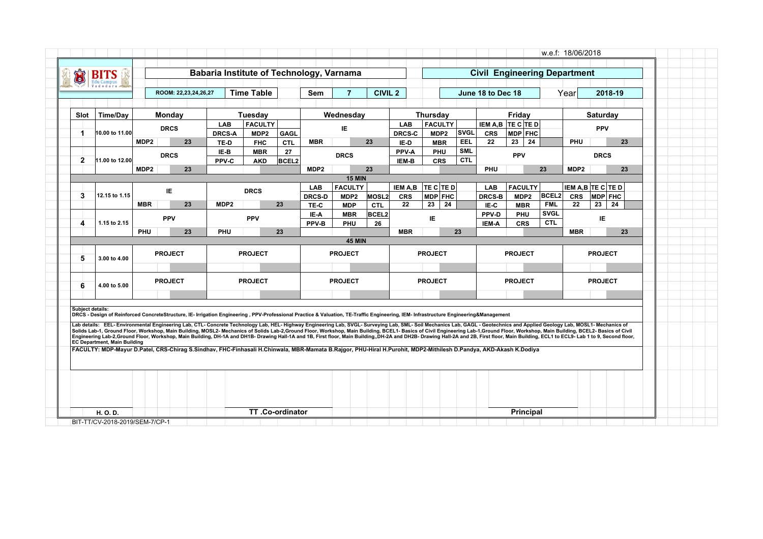w.e.f: 18/06/2018

# Babaria Institute of Technology, Varnama

## Civil Engineering Department

ROOM: 22,23,24,26,27 | **Time Table** | Sem **7** | **CIVIL 2** | **June 18 to Dec 18** | Year **2018-19**

| Slot | Time/Day | Monday | Tuesday | Wednesday | Thursday | Friday | Saturday |
|---|---|---|---|---|---|---|---|
| 1 | 10.00 to 11.00 | DRCS<br>MDP2 23 | LAB / FACULTY<br>DRCS-A MDP2 GAGL<br>TE-D FHC CTL | IE<br>MBR 23 | LAB / FACULTY<br>DRCS-C MDP2 SVGL<br>IE-D MBR EEL | IEM A,B / TE C / TE D<br>CRS MDP FHC<br>22 23 24 | PPV<br>PHU 23 |
| 2 | 11.00 to 12.00 | DRCS<br>MDP2 23 | IE-B MBR 27<br>PPV-C AKD BCEL2 | DRCS<br>MDP2 23 | PPV-A PHU SML<br>IEM-B CRS CTL | PPV<br>PHU 23 | DRCS<br>MDP2 23 |
| | | 15 MIN | | | | | |
| 3 | 12.15 to 1.15 | IE<br>MBR 23 | DRCS<br>MDP2 23 | LAB / FACULTY<br>DRCS-D MDP2 MOSL2<br>TE-C MDP CTL | IEM A,B / TE C / TE D<br>CRS MDP FHC<br>22 23 24 | LAB / FACULTY<br>DRCS-B MDP2 BCEL2<br>IE-C MBR FML | IEM A,B / TE C / TE D<br>CRS MDP FHC<br>22 23 24 |
| 4 | 1.15 to 2.15 | PPV<br>PHU 23 | PPV<br>PHU 23 | IE-A MBR BCEL2<br>PPV-B PHU 26 | IE<br>MBR 23 | PPV-D PHU SVGL<br>IEM-A CRS CTL | IE<br>MBR 23 |
| | | 45 MIN | | | | | |
| 5 | 3.00 to 4.00 | PROJECT | PROJECT | PROJECT | PROJECT | PROJECT | PROJECT |
| 6 | 4.00 to 5.00 | PROJECT | PROJECT | PROJECT | PROJECT | PROJECT | PROJECT |

**Subject details:**
**DRCS - Design of Reinforced ConcreteStructure, IE- Irrigation Engineering , PPV-Professional Practice & Valuation, TE-Traffic Engineering, IEM- Infrastructure Engineering&Management**

**Lab details: EEL- Environmental Engineering Lab, CTL- Concrete Technology Lab, HEL- Highway Engineering Lab, SVGL- Surveying Lab, SML- Soil Mechanics Lab, GAGL - Geotechnics and Applied Geology Lab, MOSL1- Mechanics of Solids Lab-1, Ground Floor, Workshop, Main Building, MOSL2- Mechanics of Solids Lab-2,Ground Floor, Workshop, Main Building, BCEL1- Basics of Civil Engineering Lab-1,Ground Floor, Workshop, Main Building, BCEL2- Basics of Civil Engineering Lab-2,Ground Floor, Workshop, Main Building, DH-1A and DH1B- Drawing Hall-1A and 1B, First floor, Main Building,,DH-2A and DH2B- Drawing Hall-2A and 2B, First floor, Main Building, ECL1 to ECL9- Lab 1 to 9, Second floor, EC Department, Main Building**

**FACULTY: MDP-Mayur D.Patel, CRS-Chirag S.Sindhav, FHC-Finhasali H.Chinwala, MBR-Mamata B.Rajgor, PHU-Hiral H.Purohit, MDP2-Mithilesh D.Pandya, AKD-Akash K.Dodiya**

**H. O. D.** | **TT .Co-ordinator** | **Principal**

BIT-TT/CV-2018-2019/SEM-7/CP-1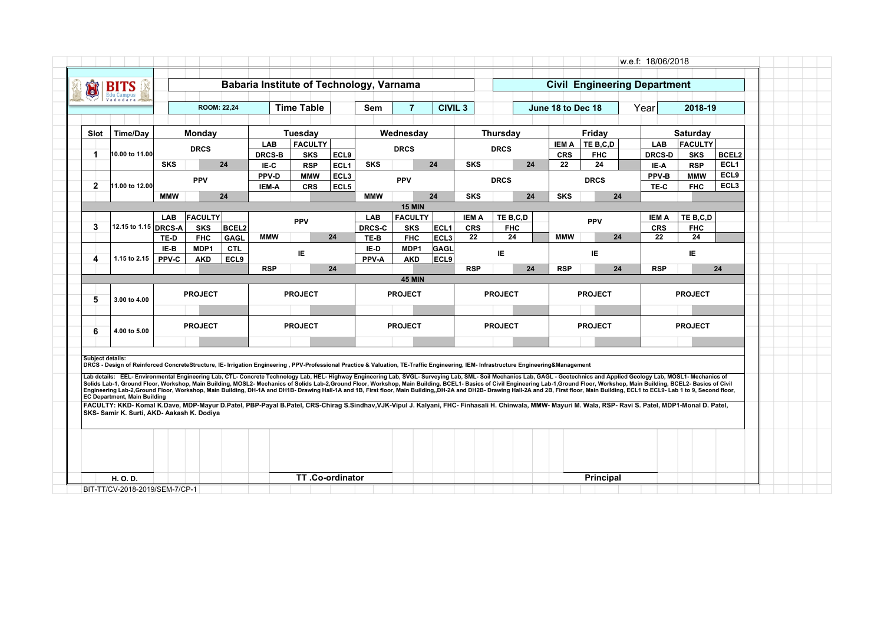w.e.f: 18/06/2018

# Babaria Institute of Technology, Varnama

## Civil Engineering Department

ROOM: 22,24 | Time Table | Sem 7 | CIVIL 3 | June 18 to Dec 18 | Year 2018-19

| Slot | Time/Day | Monday | Tuesday | Wednesday | Thursday | Friday | Saturday |
|---|---|---|---|---|---|---|---|
| 1 | 10.00 to 11.00 | DRCS<br>SKS 24 | LAB / FACULTY<br>DRCS-B SKS ECL9<br>IE-C RSP ECL1 | DRCS<br>SKS 24 | DRCS<br>SKS 24 | IEM A / TE B,C,D<br>CRS FHC<br>22 24 | LAB / FACULTY<br>DRCS-D SKS BCEL2<br>IE-A RSP ECL1 |
| 2 | 11.00 to 12.00 | PPV<br>MMW 24 | PPV-D MMW ECL3<br>IEM-A CRS ECL5 | PPV<br>MMW 24 | DRCS<br>SKS 24 | DRCS<br>SKS 24 | PPV-B MMW ECL9<br>TE-C FHC ECL3 |
| | | 15 MIN | | | | | |
| 3 | 12.15 to 1.15 | LAB / FACULTY<br>DRCS-A SKS BCEL2<br>TE-D FHC GAGL | PPV<br>MMW 24 | LAB / FACULTY<br>DRCS-C SKS ECL1<br>TE-B FHC ECL3 | IEM A / TE B,C,D<br>CRS FHC<br>22 24 | PPV<br>MMW 24 | IEM A / TE B,C,D<br>CRS FHC<br>22 24 |
| 4 | 1.15 to 2.15 | IE-B MDP1 CTL<br>PPV-C AKD ECL9 | IE<br>RSP 24 | IE-D MDP1 GAGL<br>PPV-A AKD ECL9 | IE<br>RSP 24 | IE<br>RSP 24 | IE<br>RSP 24 |
| | | 45 MIN | | | | | |
| 5 | 3.00 to 4.00 | PROJECT | PROJECT | PROJECT | PROJECT | PROJECT | PROJECT |
| 6 | 4.00 to 5.00 | PROJECT | PROJECT | PROJECT | PROJECT | PROJECT | PROJECT |

**Subject details:**
DRCS - Design of Reinforced ConcreteStructure, IE- Irrigation Engineering , PPV-Professional Practice & Valuation, TE-Traffic Engineering, IEM- Infrastructure Engineering&Management

**Lab details:** EEL- Environmental Engineering Lab, CTL- Concrete Technology Lab, HEL- Highway Engineering Lab, SVGL- Surveying Lab, SML- Soil Mechanics Lab, GAGL - Geotechnics and Applied Geology Lab, MOSL1- Mechanics of Solids Lab-1, Ground Floor, Workshop, Main Building, MOSL2- Mechanics of Solids Lab-2,Ground Floor, Workshop, Main Building, BCEL1- Basics of Civil Engineering Lab-1,Ground Floor, Workshop, Main Building, BCEL2- Basics of Civil Engineering Lab-2,Ground Floor, Workshop, Main Building, DH-1A and DH1B- Drawing Hall-1A and 1B, First floor, Main Building,,DH-2A and DH2B- Drawing Hall-2A and 2B, First floor, Main Building, ECL1 to ECL9- Lab 1 to 9, Second floor, EC Department, Main Building

FACULTY: KKD- Komal K.Dave, MDP-Mayur D.Patel, PBP-Payal B.Patel, CRS-Chirag S.Sindhav,VJK-Vipul J. Kalyani, FHC- Finhasali H. Chinwala, MMW- Mayuri M. Wala, RSP- Ravi S. Patel, MDP1-Monal D. Patel, SKS- Samir K. Surti, AKD- Aakash K. Dodiya

H. O. D. | TT .Co-ordinator | Principal

BIT-TT/CV-2018-2019/SEM-7/CP-1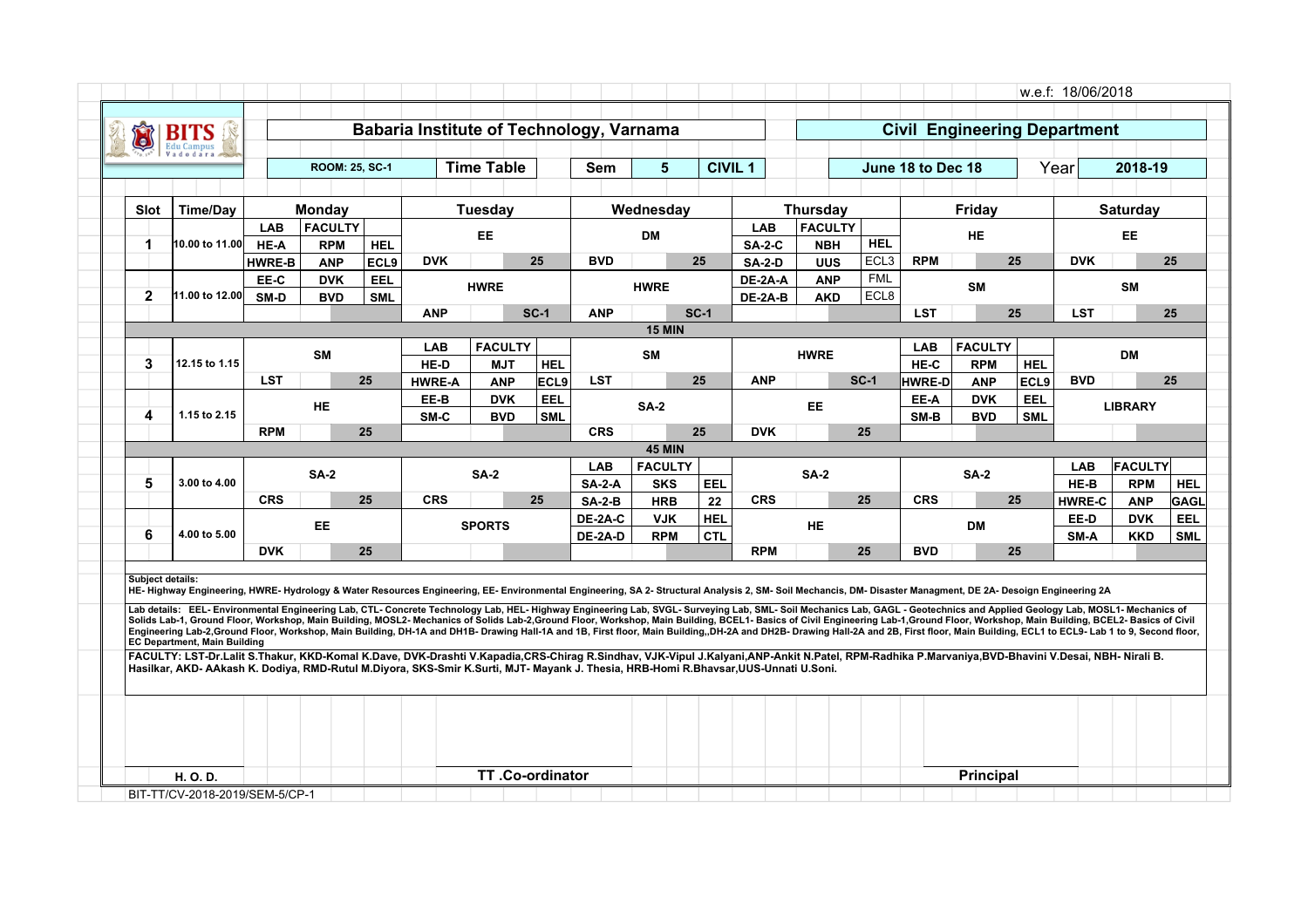w.e.f: 18/06/2018

BITS Edu Campus Vadodara

# Babaria Institute of Technology, Varnama

## Civil Engineering Department

ROOM: 25, SC-1 | **Time Table** | **Sem** 5 | **CIVIL 1** | **June 18 to Dec 18** | Year **2018-19**

| Slot | Time/Day | Monday | Tuesday | Wednesday | Thursday | Friday | Saturday |
|---|---|---|---|---|---|---|---|
| 1 | 10.00 to 11.00 | LAB / FACULTY: HE-A RPM HEL; HWRE-B ANP ECL9 | EE – DVK 25 | DM – BVD 25 | LAB / FACULTY: SA-2-C NBH HEL; SA-2-D UUS ECL3 | HE – RPM 25 | EE – DVK 25 |
| 2 | 11.00 to 12.00 | EE-C DVK EEL; SM-D BVD SML | HWRE – ANP SC-1 | HWRE – ANP SC-1 | DE-2A-A ANP FML; DE-2A-B AKD ECL8 | SM – LST 25 | SM – LST 25 |
| | | **15 MIN** | | | | | |
| 3 | 12.15 to 1.15 | SM – LST 25 | LAB / FACULTY: HE-D MJT HEL; HWRE-A ANP ECL9 | SM – LST 25 | HWRE – ANP SC-1 | LAB / FACULTY: HE-C RPM HEL; HWRE-D ANP ECL9 | DM – BVD 25 |
| 4 | 1.15 to 2.15 | HE – RPM 25 | EE-B DVK EEL; SM-C BVD SML | SA-2 – CRS 25 | EE – DVK 25 | EE-A DVK EEL; SM-B BVD SML | LIBRARY |
| | | **45 MIN** | | | | | |
| 5 | 3.00 to 4.00 | SA-2 – CRS 25 | SA-2 – CRS 25 | LAB / FACULTY: SA-2-A SKS EEL; SA-2-B HRB 22 | SA-2 – CRS 25 | SA-2 – CRS 25 | LAB / FACULTY: HE-B RPM HEL; HWRE-C ANP GAGL |
| 6 | 4.00 to 5.00 | EE – DVK 25 | SPORTS | DE-2A-C VJK HEL; DE-2A-D RPM CTL | HE – RPM 25 | DM – BVD 25 | EE-D DVK EEL; SM-A KKD SML |

**Subject details:**
HE- Highway Engineering, HWRE- Hydrology & Water Resources Engineering, EE- Environmental Engineering, SA 2- Structural Analysis 2, SM- Soil Mechancis, DM- Disaster Managment, DE 2A- Desoign Engineering 2A

Lab details: EEL- Environmental Engineering Lab, CTL- Concrete Technology Lab, HEL- Highway Engineering Lab, SVGL- Surveying Lab, SML- Soil Mechanics Lab, GAGL - Geotechnics and Applied Geology Lab, MOSL1- Mechanics of Solids Lab-1, Ground Floor, Workshop, Main Building, MOSL2- Mechanics of Solids Lab-2,Ground Floor, Workshop, Main Building, BCEL1- Basics of Civil Engineering Lab-1,Ground Floor, Workshop, Main Building, BCEL2- Basics of Civil Engineering Lab-2,Ground Floor, Workshop, Main Building, DH-1A and DH1B- Drawing Hall-1A and 1B, First floor, Main Building,,DH-2A and DH2B- Drawing Hall-2A and 2B, First floor, Main Building, ECL1 to ECL9- Lab 1 to 9, Second floor, EC Department, Main Building

FACULTY: LST-Dr.Lalit S.Thakur, KKD-Komal K.Dave, DVK-Drashti V.Kapadia,CRS-Chirag R.Sindhav, VJK-Vipul J.Kalyani,ANP-Ankit N.Patel, RPM-Radhika P.Marvaniya,BVD-Bhavini V.Desai, NBH- Nirali B. Hasilkar, AKD- AAkash K. Dodiya, RMD-Rutul M.Diyora, SKS-Smir K.Surti, MJT- Mayank J. Thesia, HRB-Homi R.Bhavsar,UUS-Unnati U.Soni.

H. O. D. | TT .Co-ordinator | Principal

BIT-TT/CV-2018-2019/SEM-5/CP-1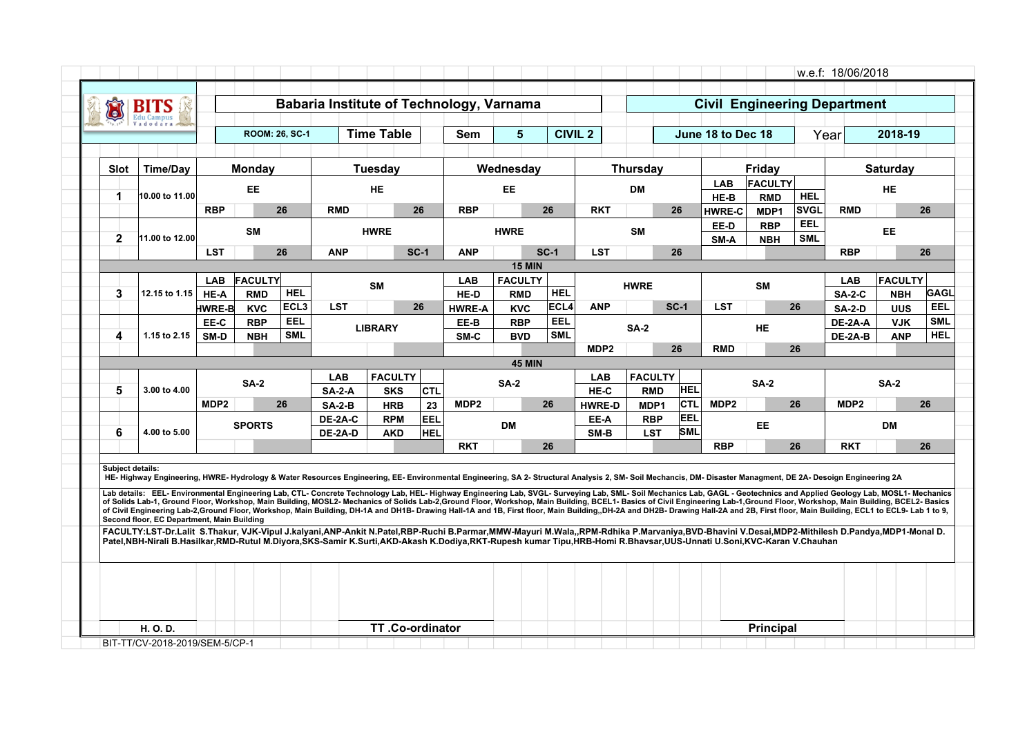w.e.f: 18/06/2018

# Babaria Institute of Technology, Varnama

## Civil Engineering Department

ROOM: 26, SC-1 | **Time Table** | **Sem** 5 | **CIVIL 2** | June 18 to Dec 18 | Year 2018-19

| Slot | Time/Day | Monday | Tuesday | Wednesday | Thursday | Friday | Saturday |
|---|---|---|---|---|---|---|---|
| 1 | 10.00 to 11.00 | EE<br>RBP 26 | HE<br>RMD 26 | EE<br>RBP 26 | DM<br>RKT 26 | LAB / FACULTY<br>HE-B RMD HEL<br>HWRE-C MDP1 SVGL | HE<br>RMD 26 |
| 2 | 11.00 to 12.00 | SM<br>LST 26 | HWRE<br>ANP SC-1 | HWRE<br>ANP SC-1 | SM<br>LST 26 | EE-D RBP EEL<br>SM-A NBH SML | EE<br>RBP 26 |
| | | | | 15 MIN | | | |
| 3 | 12.15 to 1.15 | LAB / FACULTY<br>HE-A RMD HEL<br>HWRE-B KVC ECL3 | SM<br>LST 26 | LAB / FACULTY<br>HE-D RMD HEL<br>HWRE-A KVC ECL4 | HWRE<br>ANP SC-1 | SM<br>LST 26 | LAB / FACULTY<br>SA-2-C NBH GAGL<br>SA-2-D UUS EEL |
| 4 | 1.15 to 2.15 | EE-C RBP EEL<br>SM-D NBH SML | LIBRARY | EE-B RBP EEL<br>SM-C BVD SML | SA-2<br>MDP2 26 | HE<br>RMD 26 | DE-2A-A VJK SML<br>DE-2A-B ANP HEL |
| | | | | 45 MIN | | | |
| 5 | 3.00 to 4.00 | SA-2<br>MDP2 26 | LAB / FACULTY<br>SA-2-A SKS CTL<br>SA-2-B HRB 23 | SA-2<br>MDP2 26 | LAB / FACULTY<br>HE-C RMD HEL<br>HWRE-D MDP1 CTL | SA-2<br>MDP2 26 | SA-2<br>MDP2 26 |
| 6 | 4.00 to 5.00 | SPORTS | DE-2A-C RPM EEL<br>DE-2A-D AKD HEL | DM<br>RKT 26 | EE-A RBP EEL<br>SM-B LST SML | EE<br>RBP 26 | DM<br>RKT 26 |

**Subject details:**
HE- Highway Engineering, HWRE- Hydrology & Water Resources Engineering, EE- Environmental Engineering, SA 2- Structural Analysis 2, SM- Soil Mechancis, DM- Disaster Managment, DE 2A- Desoign Engineering 2A

**Lab details:** EEL- Environmental Engineering Lab, CTL- Concrete Technology Lab, HEL- Highway Engineering Lab, SVGL- Surveying Lab, SML- Soil Mechanics Lab, GAGL - Geotechnics and Applied Geology Lab, MOSL1- Mechanics of Solids Lab-1, Ground Floor, Workshop, Main Building, MOSL2- Mechanics of Solids Lab-2,Ground Floor, Workshop, Main Building, BCEL1- Basics of Civil Engineering Lab-1,Ground Floor, Workshop, Main Building, BCEL2- Basics of Civil Engineering Lab-2,Ground Floor, Workshop, Main Building, DH-1A and DH1B- Drawing Hall-1A and 1B, First floor, Main Building,,DH-2A and DH2B- Drawing Hall-2A and 2B, First floor, Main Building, ECL1 to ECL9- Lab 1 to 9, Second floor, EC Department, Main Building

**FACULTY:** LST-Dr.Lalit S.Thakur, VJK-Vipul J.kalyani,ANP-Ankit N.Patel,RBP-Ruchi B.Parmar,MMW-Mayuri M.Wala,,RPM-Rdhika P.Marvaniya,BVD-Bhavini V.Desai,MDP2-Mithilesh D.Pandya,MDP1-Monal D. Patel,NBH-Nirali B.Hasilkar,RMD-Rutul M.Diyora,SKS-Samir K.Surti,AKD-Akash K.Dodiya,RKT-Rupesh kumar Tipu,HRB-Homi R.Bhavsar,UUS-Unnati U.Soni,KVC-Karan V.Chauhan

H. O. D. | TT .Co-ordinator | Principal

BIT-TT/CV-2018-2019/SEM-5/CP-1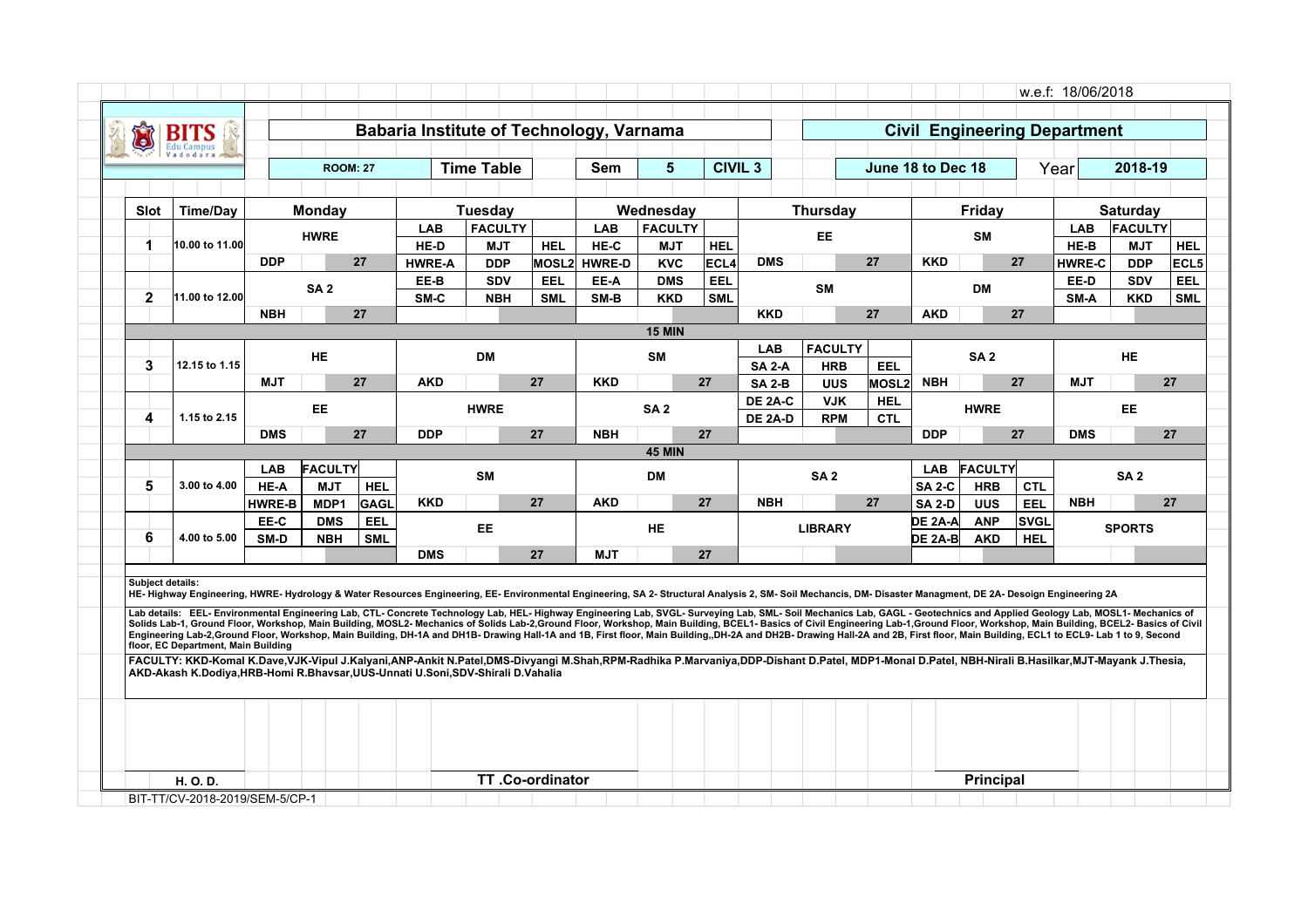w.e.f: 18/06/2018

# Babaria Institute of Technology, Varnama

## Civil Engineering Department

ROOM: 27 | **Time Table** | Sem: 5 | CIVIL 3 | June 18 to Dec 18 | Year: 2018-19

| Slot | Time/Day | Monday | Tuesday | Wednesday | Thursday | Friday | Saturday |
|---|---|---|---|---|---|---|---|
| 1 | 10.00 to 11.00 | HWRE (DDP, 27) | LAB / FACULTY: HE-D MJT HEL; HWRE-A DDP MOSL2 | LAB / FACULTY: HE-C MJT HEL; HWRE-D KVC ECL4 | EE (DMS, 27) | SM (KKD, 27) | LAB / FACULTY: HE-B MJT HEL; HWRE-C DDP ECL5 |
| 2 | 11.00 to 12.00 | SA 2 (NBH, 27) | EE-B SDV EEL; SM-C NBH SML | EE-A DMS EEL; SM-B KKD SML | SM (KKD, 27) | DM (AKD, 27) | EE-D SDV EEL; SM-A KKD SML |
| | | | | 15 MIN | | | |
| 3 | 12.15 to 1.15 | HE (MJT, 27) | DM (AKD, 27) | SM (KKD, 27) | LAB / FACULTY: SA 2-A HRB EEL; SA 2-B UUS MOSL2 | SA 2 (NBH, 27) | HE (MJT, 27) |
| 4 | 1.15 to 2.15 | EE (DMS, 27) | HWRE (DDP, 27) | SA 2 (NBH, 27) | DE 2A-C VJK HEL; DE 2A-D RPM CTL | HWRE (DDP, 27) | EE (DMS, 27) |
| | | | | 45 MIN | | | |
| 5 | 3.00 to 4.00 | LAB / FACULTY: HE-A MJT HEL; HWRE-B MDP1 GAGL | SM (KKD, 27) | DM (AKD, 27) | SA 2 (NBH, 27) | LAB / FACULTY: SA 2-C HRB CTL; SA 2-D UUS EEL | SA 2 (NBH, 27) |
| 6 | 4.00 to 5.00 | EE-C DMS EEL; SM-D NBH SML | EE (DMS, 27) | HE (MJT, 27) | LIBRARY | DE 2A-A ANP SVGL; DE 2A-B AKD HEL | SPORTS |

**Subject details:**
HE- Highway Engineering, HWRE- Hydrology & Water Resources Engineering, EE- Environmental Engineering, SA 2- Structural Analysis 2, SM- Soil Mechancis, DM- Disaster Managment, DE 2A- Desoign Engineering 2A

**Lab details:** EEL- Environmental Engineering Lab, CTL- Concrete Technology Lab, HEL- Highway Engineering Lab, SVGL- Surveying Lab, SML- Soil Mechanics Lab, GAGL - Geotechnics and Applied Geology Lab, MOSL1- Mechanics of Solids Lab-1, Ground Floor, Workshop, Main Building, MOSL2- Mechanics of Solids Lab-2,Ground Floor, Workshop, Main Building, BCEL1- Basics of Civil Engineering Lab-1,Ground Floor, Workshop, Main Building, BCEL2- Basics of Civil Engineering Lab-2,Ground Floor, Workshop, Main Building, DH-1A and DH1B- Drawing Hall-1A and 1B, First floor, Main Building,,DH-2A and DH2B- Drawing Hall-2A and 2B, First floor, Main Building, ECL1 to ECL9- Lab 1 to 9, Second floor, EC Department, Main Building

**FACULTY:** KKD-Komal K.Dave,VJK-Vipul J.Kalyani,ANP-Ankit N.Patel,DMS-Divyangi M.Shah,RPM-Radhika P.Marvaniya,DDP-Dishant D.Patel, MDP1-Monal D.Patel, NBH-Nirali B.Hasilkar,MJT-Mayank J.Thesia, AKD-Akash K.Dodiya,HRB-Homi R.Bhavsar,UUS-Unnati U.Soni,SDV-Shirali D.Vahalia

H. O. D. | TT .Co-ordinator | Principal

BIT-TT/CV-2018-2019/SEM-5/CP-1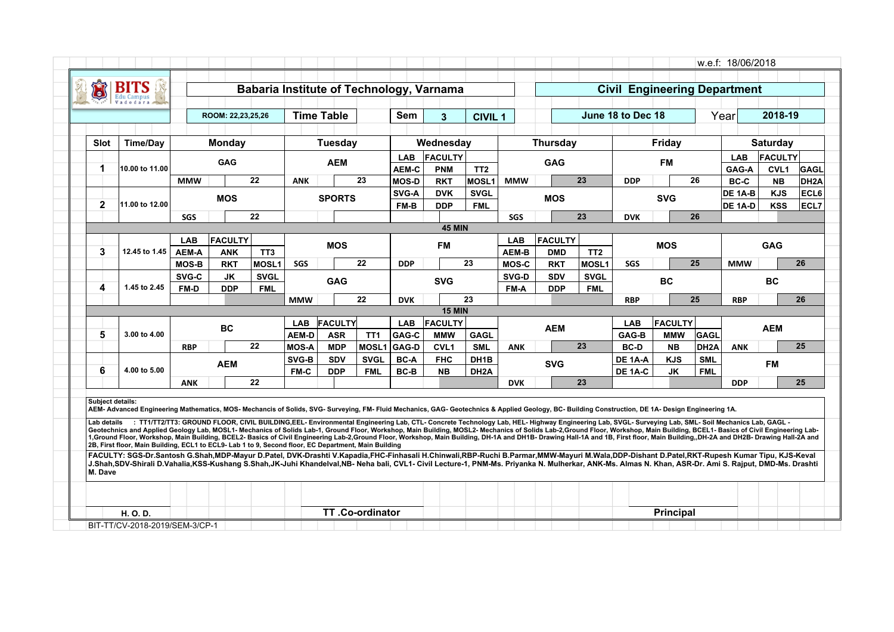w.e.f: 18/06/2018

# Babaria Institute of Technology, Varnama

## Civil Engineering Department

ROOM: 22,23,25,26 | **Time Table** | **Sem** 3 | **CIVIL 1** | **June 18 to Dec 18** | Year **2018-19**

| Slot | Time/Day | Monday | | | Tuesday | | | Wednesday | | | Thursday | | | Friday | | | Saturday | | |
|---|---|---|---|---|---|---|---|---|---|---|---|---|---|---|---|---|---|---|---|
| 1 | 10.00 to 11.00 | GAG | | | AEM | | | LAB | FACULTY | | GAG | | | FM | | | LAB | FACULTY | |
| | | | | | | | | AEM-C | PNM | TT2 | | | | | | | GAG-A | CVL1 | GAGL |
| | | MMW | | 22 | ANK | | 23 | MOS-D | RKT | MOSL1 | MMW | | 23 | DDP | | 26 | BC-C | NB | DH2A |
| 2 | 11.00 to 12.00 | MOS | | | SPORTS | | | SVG-A | DVK | SVGL | MOS | | | SVG | | | DE 1A-B | KJS | ECL6 |
| | | | | | | | | FM-B | DDP | FML | | | | | | | DE 1A-D | KSS | ECL7 |
| | | SGS | | 22 | | | | | | | SGS | | 23 | DVK | | 26 | | | |
| | | | | | | | | 45 MIN | | | | | | | | | | | |
| 3 | 12.45 to 1.45 | LAB | FACULTY | | MOS | | | FM | | | LAB | FACULTY | | MOS | | | GAG | | |
| | | AEM-A | ANK | TT3 | | | | | | | AEM-B | DMD | TT2 | | | | | | |
| | | MOS-B | RKT | MOSL1 | SGS | | 22 | DDP | | 23 | MOS-C | RKT | MOSL1 | SGS | | 25 | MMW | | 26 |
| 4 | 1.45 to 2.45 | SVG-C | JK | SVGL | GAG | | | SVG | | | SVG-D | SDV | SVGL | BC | | | BC | | |
| | | FM-D | DDP | FML | | | | | | | FM-A | DDP | FML | | | | | | |
| | | | | | MMW | | 22 | DVK | | 23 | | | | RBP | | 25 | RBP | | 26 |
| | | | | | | | | 15 MIN | | | | | | | | | | | |
| 5 | 3.00 to 4.00 | BC | | | LAB | FACULTY | | LAB | FACULTY | | AEM | | | LAB | FACULTY | | AEM | | |
| | | | | | AEM-D | ASR | TT1 | GAG-C | MMW | GAGL | | | | GAG-B | MMW | GAGL | | | |
| | | RBP | | 22 | MOS-A | MDP | MOSL1 | GAG-D | CVL1 | SML | ANK | | 23 | BC-D | NB | DH2A | ANK | | 25 |
| 6 | 4.00 to 5.00 | AEM | | | SVG-B | SDV | SVGL | BC-A | FHC | DH1B | SVG | | | DE 1A-A | KJS | SML | FM | | |
| | | | | | FM-C | DDP | FML | BC-B | NB | DH2A | | | | DE 1A-C | JK | FML | | | |
| | | ANK | | 22 | | | | | | | DVK | | 23 | | | | DDP | | 25 |

**Subject details:**
AEM- Advanced Engineering Mathematics, MOS- Mechancis of Solids, SVG- Surveying, FM- Fluid Mechanics, GAG- Geotechnics & Applied Geology, BC- Building Construction, DE 1A- Design Engineering 1A.

**Lab details** : TT1/TT2/TT3: GROUND FLOOR, CIVIL BUILDING,EEL- Environmental Engineering Lab, CTL- Concrete Technology Lab, HEL- Highway Engineering Lab, SVGL- Surveying Lab, SML- Soil Mechanics Lab, GAGL - Geotechnics and Applied Geology Lab, MOSL1- Mechanics of Solids Lab-1, Ground Floor, Workshop, Main Building, MOSL2- Mechanics of Solids Lab-2,Ground Floor, Workshop, Main Building, BCEL1- Basics of Civil Engineering Lab-1,Ground Floor, Workshop, Main Building, BCEL2- Basics of Civil Engineering Lab-2,Ground Floor, Workshop, Main Building, DH-1A and DH1B- Drawing Hall-1A and 1B, First floor, Main Building,,DH-2A and DH2B- Drawing Hall-2A and 2B, First floor, Main Building, ECL1 to ECL9- Lab 1 to 9, Second floor, EC Department, Main Building

**FACULTY:** SGS-Dr.Santosh G.Shah,MDP-Mayur D.Patel, DVK-Drashti V.Kapadia,FHC-Finhasali H.Chinwali,RBP-Ruchi B.Parmar,MMW-Mayuri M.Wala,DDP-Dishant D.Patel,RKT-Rupesh Kumar Tipu, KJS-Keval J.Shah,SDV-Shirali D.Vahalia,KSS-Kushang S.Shah,JK-Juhi Khandelval,NB- Neha bali, CVL1- Civil Lecture-1, PNM-Ms. Priyanka N. Mulherkar, ANK-Ms. Almas N. Khan, ASR-Dr. Ami S. Rajput, DMD-Ms. Drashti M. Dave

**H. O. D.** | **TT .Co-ordinator** | **Principal**

BIT-TT/CV-2018-2019/SEM-3/CP-1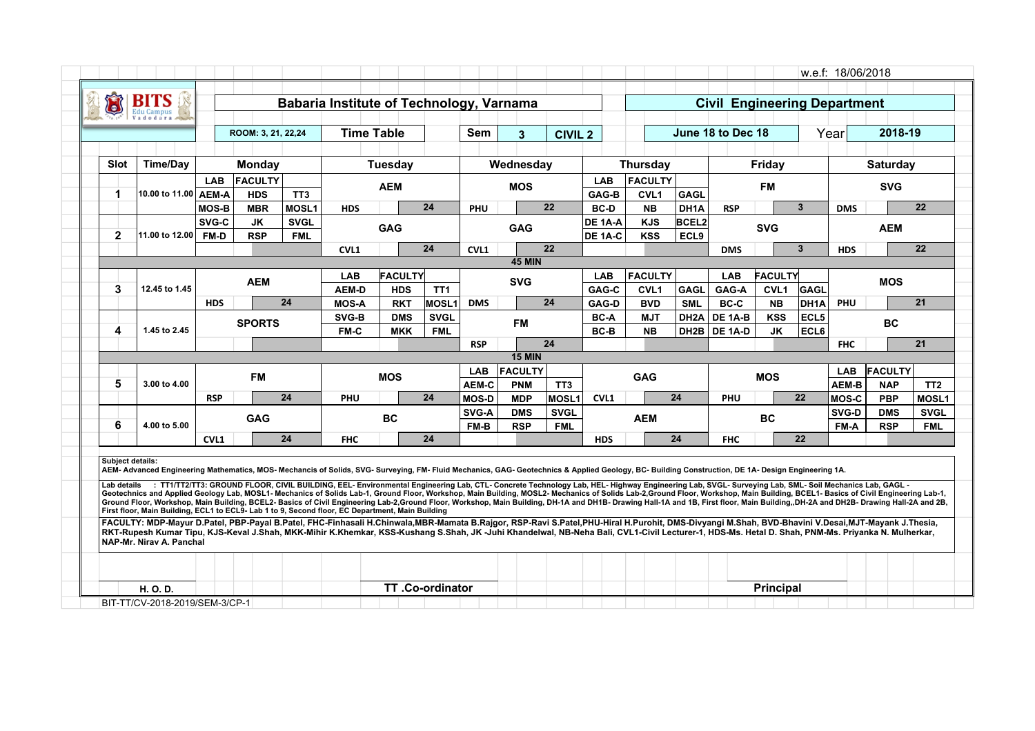w.e.f: 18/06/2018

# Babaria Institute of Technology, Varnama

## Civil Engineering Department

ROOM: 3, 21, 22,24 | **Time Table** | **Sem** 3 | **CIVIL 2** | **June 18 to Dec 18** | Year **2018-19**

| Slot | Time/Day | Monday | | | Tuesday | | | Wednesday | | | Thursday | | | Friday | | | Saturday | | |
|---|---|---|---|---|---|---|---|---|---|---|---|---|---|---|---|---|---|---|---|
| 1 | 10.00 to 11.00 | LAB | FACULTY | | AEM | | | MOS | | | LAB | FACULTY | | FM | | | SVG | | |
| | | AEM-A | HDS | TT3 | | | | | | | GAG-B | CVL1 | GAGL | | | | | | |
| | | MOS-B | MBR | MOSL1 | HDS | | 24 | PHU | | 22 | BC-D | NB | DH1A | RSP | | 3 | DMS | | 22 |
| 2 | 11.00 to 12.00 | SVG-C | JK | SVGL | GAG | | | GAG | | | DE 1A-A | KJS | BCEL2 | SVG | | | AEM | | |
| | | FM-D | RSP | FML | | | | | | | DE 1A-C | KSS | ECL9 | | | | | | |
| | | | | | CVL1 | | 24 | CVL1 | | 22 | | | | DMS | | 3 | HDS | | 22 |
| | | **45 MIN** | | | | | | | | | | | | | | | | | |
| 3 | 12.45 to 1.45 | AEM | | | LAB | FACULTY | | SVG | | | LAB | FACULTY | | LAB | FACULTY | | MOS | | |
| | | | | | AEM-D | HDS | TT1 | | | | GAG-C | CVL1 | GAGL | GAG-A | CVL1 | GAGL | | | |
| | | HDS | | 24 | MOS-A | RKT | MOSL1 | DMS | | 24 | GAG-D | BVD | SML | BC-C | NB | DH1A | PHU | | 21 |
| 4 | 1.45 to 2.45 | SPORTS | | | SVG-B | DMS | SVGL | FM | | | BC-A | MJT | DH2A | DE 1A-B | KSS | ECL5 | BC | | |
| | | | | | FM-C | MKK | FML | | | | BC-B | NB | DH2B | DE 1A-D | JK | ECL6 | | | |
| | | | | | | | | RSP | | 24 | | | | | | | FHC | | 21 |
| | | **15 MIN** | | | | | | | | | | | | | | | | | |
| 5 | 3.00 to 4.00 | FM | | | MOS | | | LAB | FACULTY | | GAG | | | MOS | | | LAB | FACULTY | |
| | | | | | | | | AEM-C | PNM | TT3 | | | | | | | AEM-B | NAP | TT2 |
| | | RSP | | 24 | PHU | | 24 | MOS-D | MDP | MOSL1 | CVL1 | | 24 | PHU | | 22 | MOS-C | PBP | MOSL1 |
| 6 | 4.00 to 5.00 | GAG | | | BC | | | SVG-A | DMS | SVGL | AEM | | | BC | | | SVG-D | DMS | SVGL |
| | | | | | | | | FM-B | RSP | FML | | | | | | | FM-A | RSP | FML |
| | | CVL1 | | 24 | FHC | | 24 | | | | HDS | | 24 | FHC | | 22 | | | |

**Subject details:**
AEM- Advanced Engineering Mathematics, MOS- Mechancis of Solids, SVG- Surveying, FM- Fluid Mechanics, GAG- Geotechnics & Applied Geology, BC- Building Construction, DE 1A- Design Engineering 1A.

**Lab details** : TT1/TT2/TT3: GROUND FLOOR, CIVIL BUILDING, EEL- Environmental Engineering Lab, CTL- Concrete Technology Lab, HEL- Highway Engineering Lab, SVGL- Surveying Lab, SML- Soil Mechanics Lab, GAGL - Geotechnics and Applied Geology Lab, MOSL1- Mechanics of Solids Lab-1, Ground Floor, Workshop, Main Building, MOSL2- Mechanics of Solids Lab-2,Ground Floor, Workshop, Main Building, BCEL1- Basics of Civil Engineering Lab-1, Ground Floor, Workshop, Main Building, BCEL2- Basics of Civil Engineering Lab-2,Ground Floor, Workshop, Main Building, DH-1A and DH1B- Drawing Hall-1A and 1B, First floor, Main Building,,DH-2A and DH2B- Drawing Hall-2A and 2B, First floor, Main Building, ECL1 to ECL9- Lab 1 to 9, Second floor, EC Department, Main Building

**FACULTY:** MDP-Mayur D.Patel, PBP-Payal B.Patel, FHC-Finhasali H.Chinwala,MBR-Mamata B.Rajgor, RSP-Ravi S.Patel,PHU-Hiral H.Purohit, DMS-Divyangi M.Shah, BVD-Bhavini V.Desai,MJT-Mayank J.Thesia, RKT-Rupesh Kumar Tipu, KJS-Keval J.Shah, MKK-Mihir K.Khemkar, KSS-Kushang S.Shah, JK -Juhi Khandelwal, NB-Neha Bali, CVL1-Civil Lecturer-1, HDS-Ms. Hetal D. Shah, PNM-Ms. Priyanka N. Mulherkar, NAP-Mr. Nirav A. Panchal

H. O. D. | TT .Co-ordinator | Principal

BIT-TT/CV-2018-2019/SEM-3/CP-1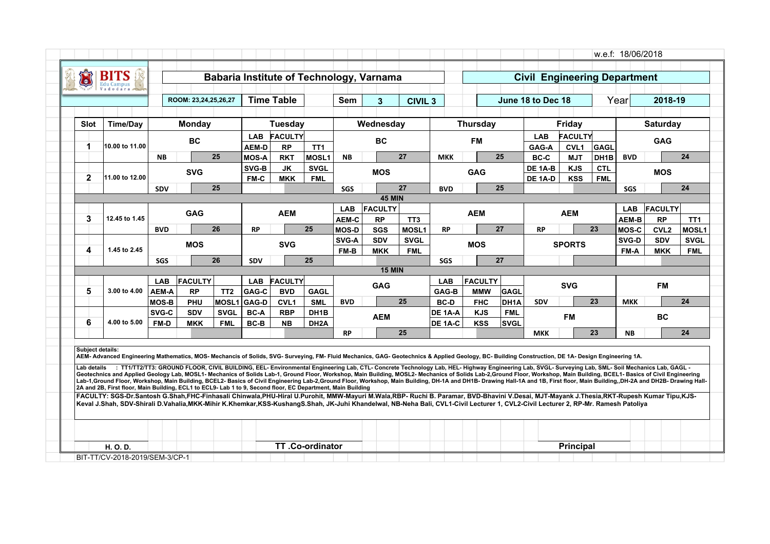w.e.f: 18/06/2018

BITS Edu Campus Vadodara

# Babaria Institute of Technology, Varnama

## Civil Engineering Department

ROOM: 23,24,25,26,27 | **Time Table** | Sem **3** | **CIVIL 3** | **June 18 to Dec 18** | Year **2018-19**

| Slot | Time/Day | Monday | | | Tuesday | | | Wednesday | | | Thursday | | | Friday | | | Saturday | | |
|---|---|---|---|---|---|---|---|---|---|---|---|---|---|---|---|---|---|---|---|
| 1 | 10.00 to 11.00 | BC | | | LAB | FACULTY | | BC | | | FM | | | LAB | FACULTY | | GAG | | |
| | | | | | AEM-D | RP | TT1 | | | | | | | GAG-A | CVL1 | GAGL | | | |
| | | NB | | 25 | MOS-A | RKT | MOSL1 | NB | | 27 | MKK | | 25 | BC-C | MJT | DH1B | BVD | | 24 |
| 2 | 11.00 to 12.00 | SVG | | | SVG-B | JK | SVGL | MOS | | | GAG | | | DE 1A-B | KJS | CTL | MOS | | |
| | | | | | FM-C | MKK | FML | | | | | | | DE 1A-D | KSS | FML | | | |
| | | SDV | | 25 | | | | SGS | | 27 | BVD | | 25 | | | | SGS | | 24 |
| | | 45 MIN | | | | | | | | | | | | | | | | | |
| 3 | 12.45 to 1.45 | GAG | | | AEM | | | LAB | FACULTY | | AEM | | | AEM | | | LAB | FACULTY | |
| | | | | | | | | AEM-C | RP | TT3 | | | | | | | AEM-B | RP | TT1 |
| | | BVD | | 26 | RP | | 25 | MOS-D | SGS | MOSL1 | RP | | 27 | RP | | 23 | MOS-C | CVL2 | MOSL1 |
| 4 | 1.45 to 2.45 | MOS | | | SVG | | | SVG-A | SDV | SVGL | MOS | | | SPORTS | | | SVG-D | SDV | SVGL |
| | | | | | | | | FM-B | MKK | FML | | | | | | | FM-A | MKK | FML |
| | | SGS | | 26 | SDV | | 25 | | | | SGS | | 27 | | | | | | |
| | | 15 MIN | | | | | | | | | | | | | | | | | |
| 5 | 3.00 to 4.00 | LAB | FACULTY | | LAB | FACULTY | | GAG | | | LAB | FACULTY | | SVG | | | FM | | |
| | | AEM-A | RP | TT2 | GAG-C | BVD | GAGL | | | | GAG-B | MMW | GAGL | | | | | | |
| | | MOS-B | PHU | MOSL1 | GAG-D | CVL1 | SML | BVD | | 25 | BC-D | FHC | DH1A | SDV | | 23 | MKK | | 24 |
| 6 | 4.00 to 5.00 | SVG-C | SDV | SVGL | BC-A | RBP | DH1B | AEM | | | DE 1A-A | KJS | FML | FM | | | BC | | |
| | | FM-D | MKK | FML | BC-B | NB | DH2A | | | | DE 1A-C | KSS | SVGL | | | | | | |
| | | | | | | | | RP | | 25 | | | | MKK | | 23 | NB | | 24 |

**Subject details:**
AEM- Advanced Engineering Mathematics, MOS- Mechancis of Solids, SVG- Surveying, FM- Fluid Mechanics, GAG- Geotechnics & Applied Geology, BC- Building Construction, DE 1A- Design Engineering 1A.

**Lab details** : TT1/TT2/TT3: GROUND FLOOR, CIVIL BUILDING, EEL- Environmental Engineering Lab, CTL- Concrete Technology Lab, HEL- Highway Engineering Lab, SVGL- Surveying Lab, SML- Soil Mechanics Lab, GAGL - Geotechnics and Applied Geology Lab, MOSL1- Mechanics of Solids Lab-1, Ground Floor, Workshop, Main Building, MOSL2- Mechanics of Solids Lab-2,Ground Floor, Workshop, Main Building, BCEL1- Basics of Civil Engineering Lab-1,Ground Floor, Workshop, Main Building, BCEL2- Basics of Civil Engineering Lab-2,Ground Floor, Workshop, Main Building, DH-1A and DH1B- Drawing Hall-1A and 1B, First floor, Main Building,,DH-2A and DH2B- Drawing Hall-2A and 2B, First floor, Main Building, ECL1 to ECL9- Lab 1 to 9, Second floor, EC Department, Main Building

**FACULTY:** SGS-Dr.Santosh G.Shah,FHC-Finhasali Chinwala,PHU-Hiral U.Purohit, MMW-Mayuri M.Wala,RBP- Ruchi B. Paramar, BVD-Bhavini V.Desai, MJT-Mayank J.Thesia,RKT-Rupesh Kumar Tipu,KJS-Keval J.Shah, SDV-Shirali D.Vahalia,MKK-Mihir K.Khemkar,KSS-KushangS.Shah, JK-Juhi Khandelwal, NB-Neha Bali, CVL1-Civil Lecturer 1, CVL2-Civil Lecturer 2, RP-Mr. Ramesh Patoliya

H. O. D. | TT .Co-ordinator | Principal

BIT-TT/CV-2018-2019/SEM-3/CP-1